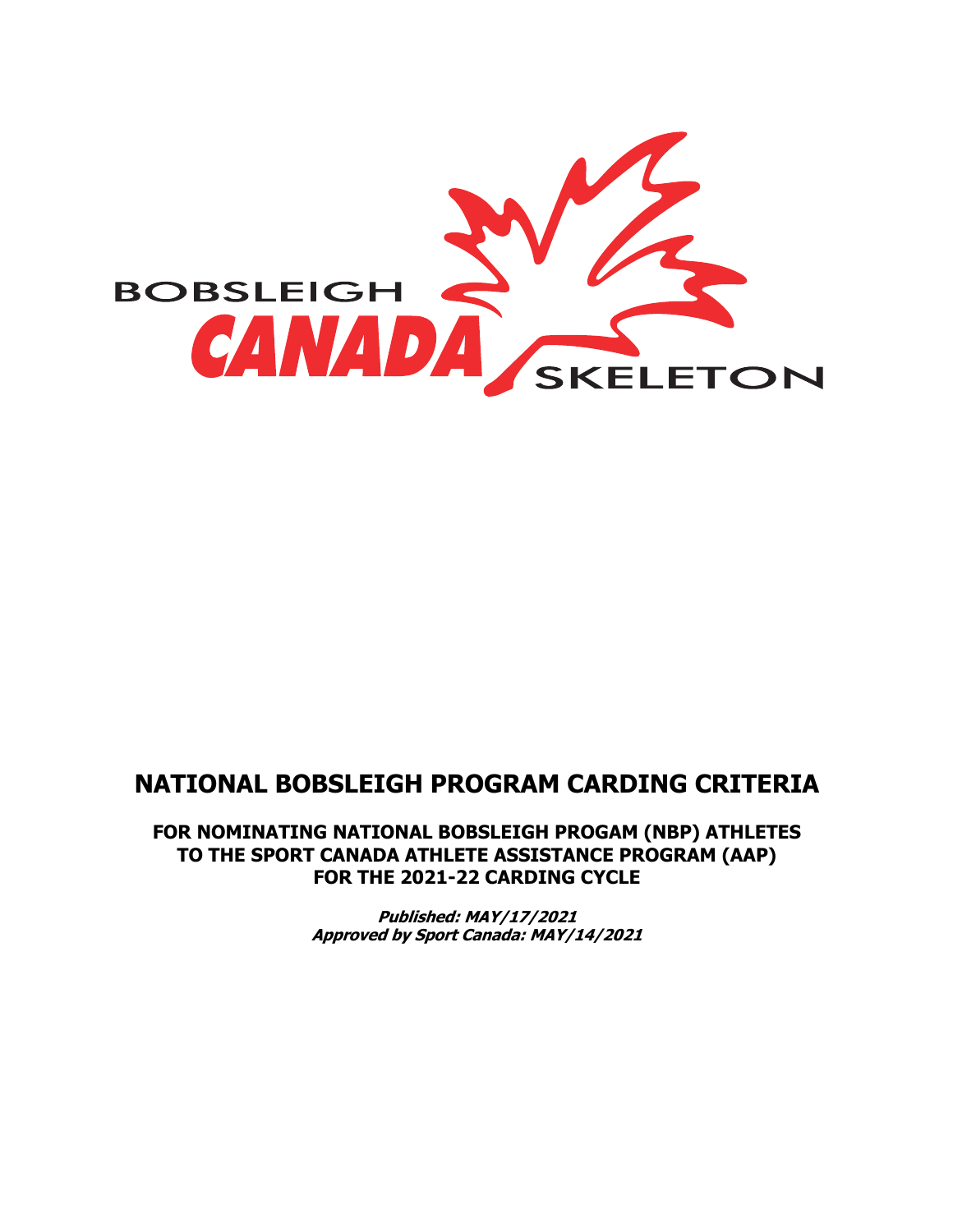BOBSLEIGH CANADA SKELETON

# NATIONAL BOBSLEIGH PROGRAM CARDING CRITERIA

## FOR NOMINATING NATIONAL BOBSLEIGH PROGAM (NBP) ATHLETES TO THE SPORT CANADA ATHLETE ASSISTANCE PROGRAM (AAP) FOR THE 2021-22 CARDING CYCLE

***Published: MAY/17/2021***
***Approved by Sport Canada: MAY/14/2021***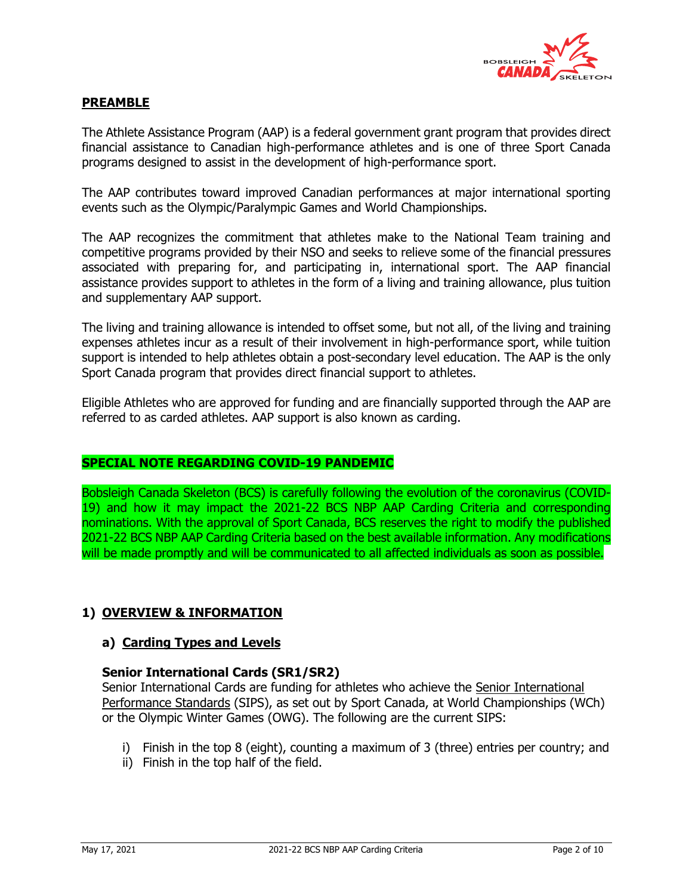## PREAMBLE

The Athlete Assistance Program (AAP) is a federal government grant program that provides direct financial assistance to Canadian high-performance athletes and is one of three Sport Canada programs designed to assist in the development of high-performance sport.

The AAP contributes toward improved Canadian performances at major international sporting events such as the Olympic/Paralympic Games and World Championships.

The AAP recognizes the commitment that athletes make to the National Team training and competitive programs provided by their NSO and seeks to relieve some of the financial pressures associated with preparing for, and participating in, international sport. The AAP financial assistance provides support to athletes in the form of a living and training allowance, plus tuition and supplementary AAP support.

The living and training allowance is intended to offset some, but not all, of the living and training expenses athletes incur as a result of their involvement in high-performance sport, while tuition support is intended to help athletes obtain a post-secondary level education. The AAP is the only Sport Canada program that provides direct financial support to athletes.

Eligible Athletes who are approved for funding and are financially supported through the AAP are referred to as carded athletes. AAP support is also known as carding.

## SPECIAL NOTE REGARDING COVID-19 PANDEMIC

Bobsleigh Canada Skeleton (BCS) is carefully following the evolution of the coronavirus (COVID-19) and how it may impact the 2021-22 BCS NBP AAP Carding Criteria and corresponding nominations. With the approval of Sport Canada, BCS reserves the right to modify the published 2021-22 BCS NBP AAP Carding Criteria based on the best available information. Any modifications will be made promptly and will be communicated to all affected individuals as soon as possible.

## 1) OVERVIEW & INFORMATION

### a) Carding Types and Levels

#### Senior International Cards (SR1/SR2)

Senior International Cards are funding for athletes who achieve the Senior International Performance Standards (SIPS), as set out by Sport Canada, at World Championships (WCh) or the Olympic Winter Games (OWG). The following are the current SIPS:

i) Finish in the top 8 (eight), counting a maximum of 3 (three) entries per country; and
ii) Finish in the top half of the field.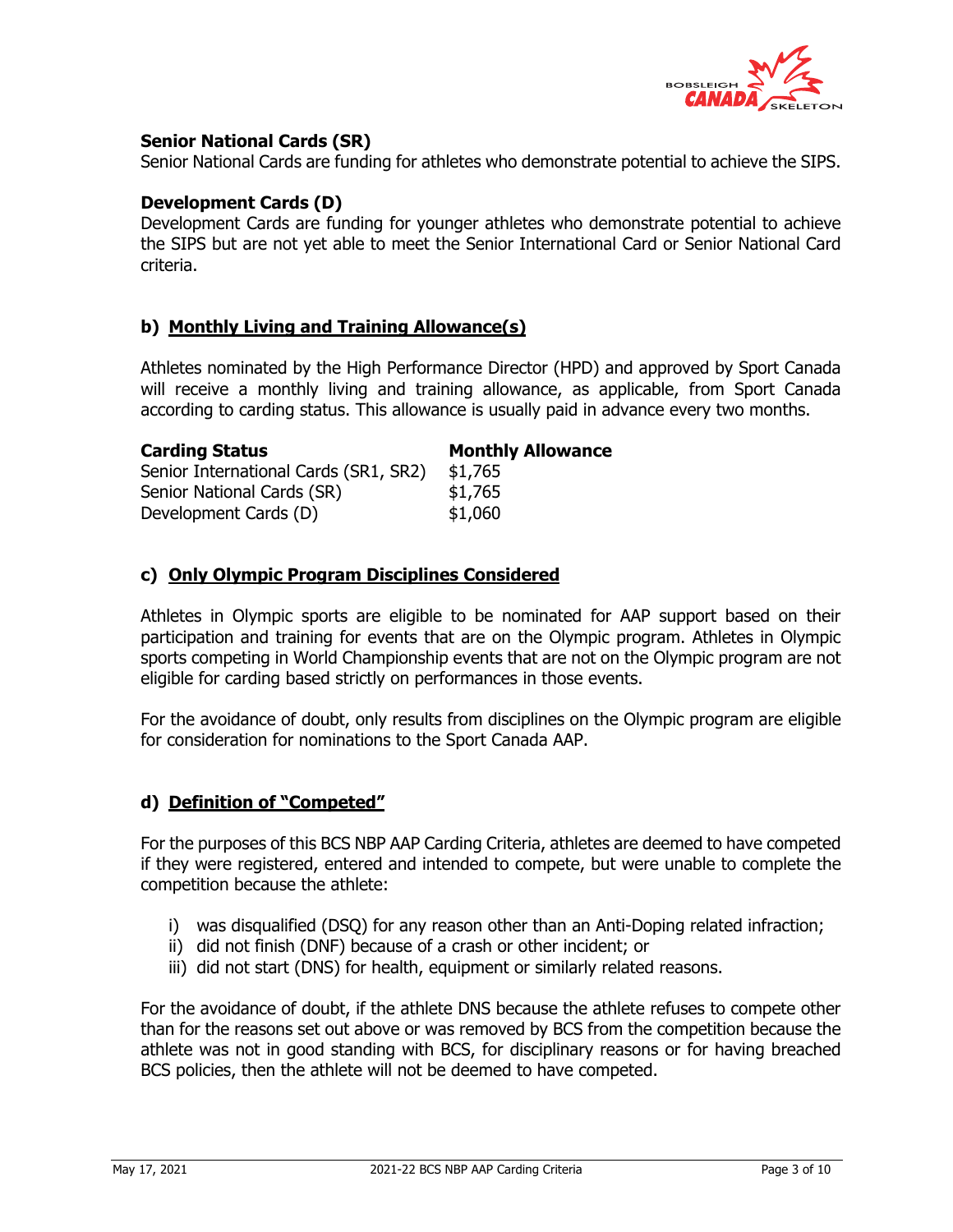**Senior National Cards (SR)**

Senior National Cards are funding for athletes who demonstrate potential to achieve the SIPS.

**Development Cards (D)**

Development Cards are funding for younger athletes who demonstrate potential to achieve the SIPS but are not yet able to meet the Senior International Card or Senior National Card criteria.

### b) Monthly Living and Training Allowance(s)

Athletes nominated by the High Performance Director (HPD) and approved by Sport Canada will receive a monthly living and training allowance, as applicable, from Sport Canada according to carding status. This allowance is usually paid in advance every two months.

| Carding Status | Monthly Allowance |
| --- | --- |
| Senior International Cards (SR1, SR2) | $1,765 |
| Senior National Cards (SR) | $1,765 |
| Development Cards (D) | $1,060 |

### c) Only Olympic Program Disciplines Considered

Athletes in Olympic sports are eligible to be nominated for AAP support based on their participation and training for events that are on the Olympic program. Athletes in Olympic sports competing in World Championship events that are not on the Olympic program are not eligible for carding based strictly on performances in those events.

For the avoidance of doubt, only results from disciplines on the Olympic program are eligible for consideration for nominations to the Sport Canada AAP.

### d) Definition of "Competed"

For the purposes of this BCS NBP AAP Carding Criteria, athletes are deemed to have competed if they were registered, entered and intended to compete, but were unable to complete the competition because the athlete:

i) was disqualified (DSQ) for any reason other than an Anti-Doping related infraction;
ii) did not finish (DNF) because of a crash or other incident; or
iii) did not start (DNS) for health, equipment or similarly related reasons.

For the avoidance of doubt, if the athlete DNS because the athlete refuses to compete other than for the reasons set out above or was removed by BCS from the competition because the athlete was not in good standing with BCS, for disciplinary reasons or for having breached BCS policies, then the athlete will not be deemed to have competed.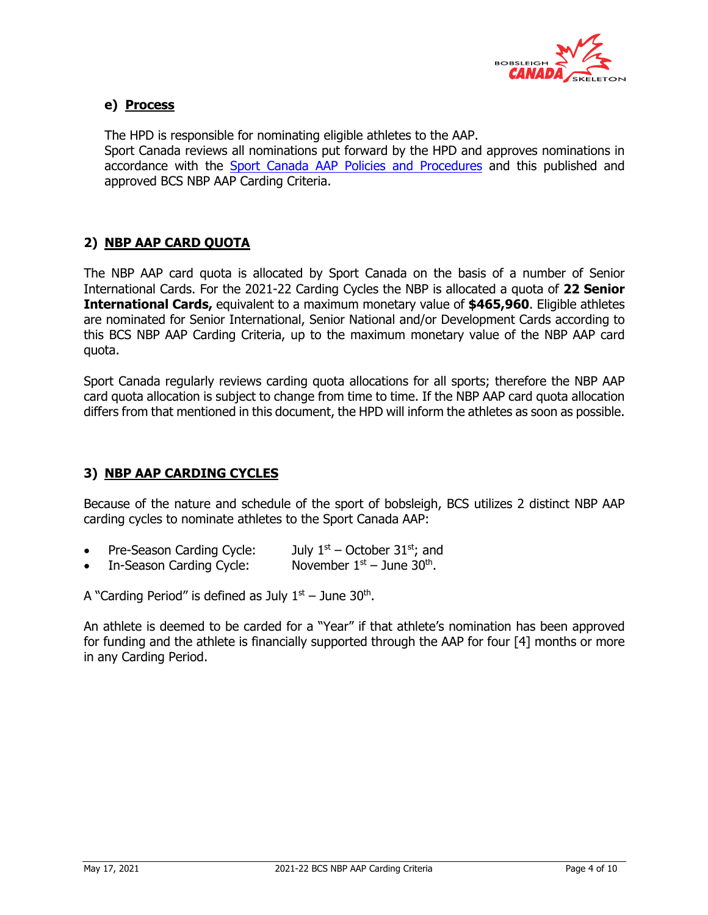### e) Process

The HPD is responsible for nominating eligible athletes to the AAP.
Sport Canada reviews all nominations put forward by the HPD and approves nominations in accordance with the [Sport Canada AAP Policies and Procedures]() and this published and approved BCS NBP AAP Carding Criteria.

## 2) NBP AAP CARD QUOTA

The NBP AAP card quota is allocated by Sport Canada on the basis of a number of Senior International Cards. For the 2021-22 Carding Cycles the NBP is allocated a quota of **22 Senior International Cards,** equivalent to a maximum monetary value of **$465,960**. Eligible athletes are nominated for Senior International, Senior National and/or Development Cards according to this BCS NBP AAP Carding Criteria, up to the maximum monetary value of the NBP AAP card quota.

Sport Canada regularly reviews carding quota allocations for all sports; therefore the NBP AAP card quota allocation is subject to change from time to time. If the NBP AAP card quota allocation differs from that mentioned in this document, the HPD will inform the athletes as soon as possible.

## 3) NBP AAP CARDING CYCLES

Because of the nature and schedule of the sport of bobsleigh, BCS utilizes 2 distinct NBP AAP carding cycles to nominate athletes to the Sport Canada AAP:

- Pre-Season Carding Cycle: July 1st – October 31st; and
- In-Season Carding Cycle: November 1st – June 30th.

A "Carding Period" is defined as July 1st – June 30th.

An athlete is deemed to be carded for a "Year" if that athlete's nomination has been approved for funding and the athlete is financially supported through the AAP for four [4] months or more in any Carding Period.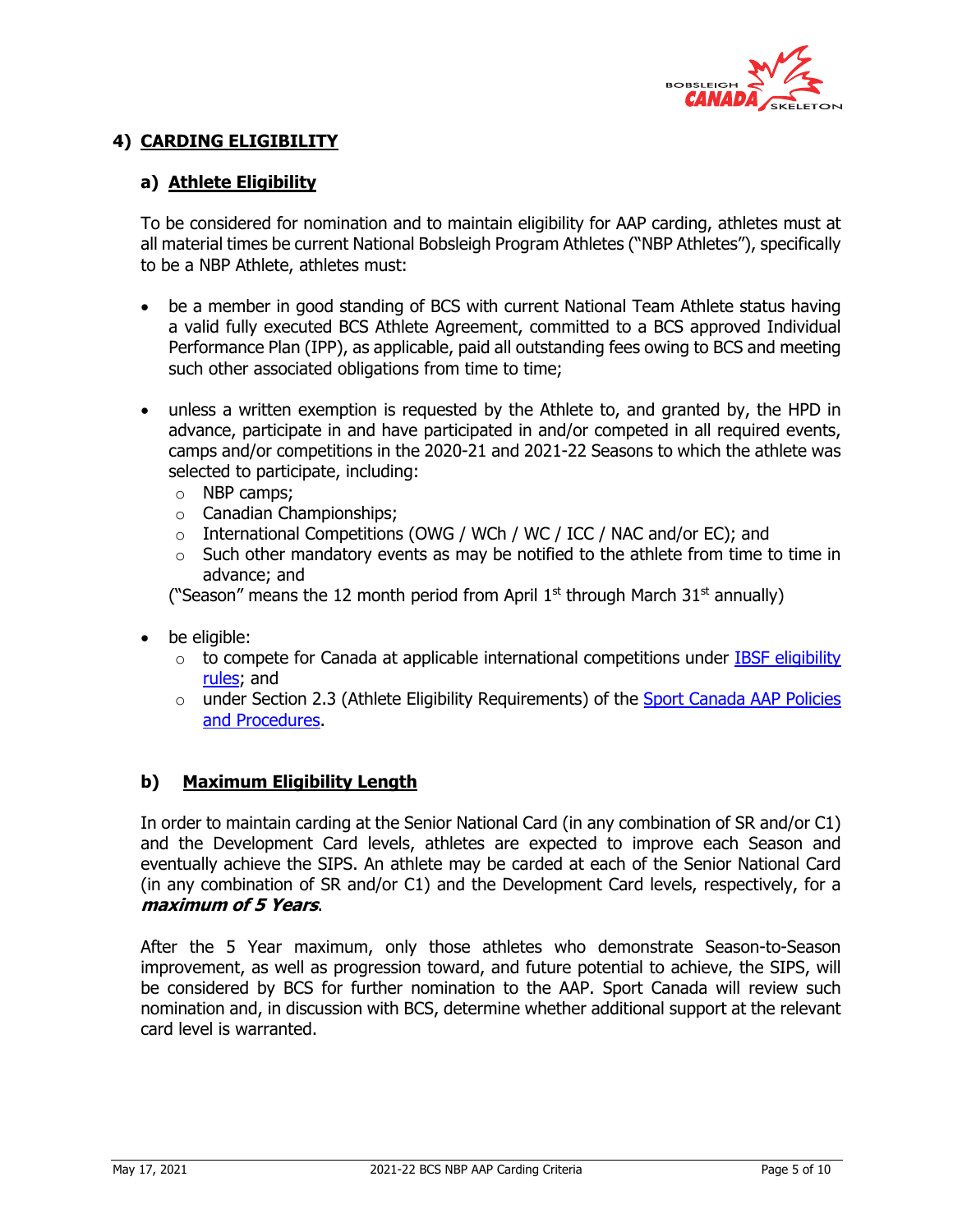## 4) CARDING ELIGIBILITY

### a) Athlete Eligibility

To be considered for nomination and to maintain eligibility for AAP carding, athletes must at all material times be current National Bobsleigh Program Athletes ("NBP Athletes"), specifically to be a NBP Athlete, athletes must:

- be a member in good standing of BCS with current National Team Athlete status having a valid fully executed BCS Athlete Agreement, committed to a BCS approved Individual Performance Plan (IPP), as applicable, paid all outstanding fees owing to BCS and meeting such other associated obligations from time to time;
- unless a written exemption is requested by the Athlete to, and granted by, the HPD in advance, participate in and have participated in and/or competed in all required events, camps and/or competitions in the 2020-21 and 2021-22 Seasons to which the athlete was selected to participate, including:
  - NBP camps;
  - Canadian Championships;
  - International Competitions (OWG / WCh / WC / ICC / NAC and/or EC); and
  - Such other mandatory events as may be notified to the athlete from time to time in advance; and

  ("Season" means the 12 month period from April 1st through March 31st annually)
- be eligible:
  - to compete for Canada at applicable international competitions under IBSF eligibility rules; and
  - under Section 2.3 (Athlete Eligibility Requirements) of the Sport Canada AAP Policies and Procedures.

### b) Maximum Eligibility Length

In order to maintain carding at the Senior National Card (in any combination of SR and/or C1) and the Development Card levels, athletes are expected to improve each Season and eventually achieve the SIPS. An athlete may be carded at each of the Senior National Card (in any combination of SR and/or C1) and the Development Card levels, respectively, for a ***maximum of 5 Years***.

After the 5 Year maximum, only those athletes who demonstrate Season-to-Season improvement, as well as progression toward, and future potential to achieve, the SIPS, will be considered by BCS for further nomination to the AAP. Sport Canada will review such nomination and, in discussion with BCS, determine whether additional support at the relevant card level is warranted.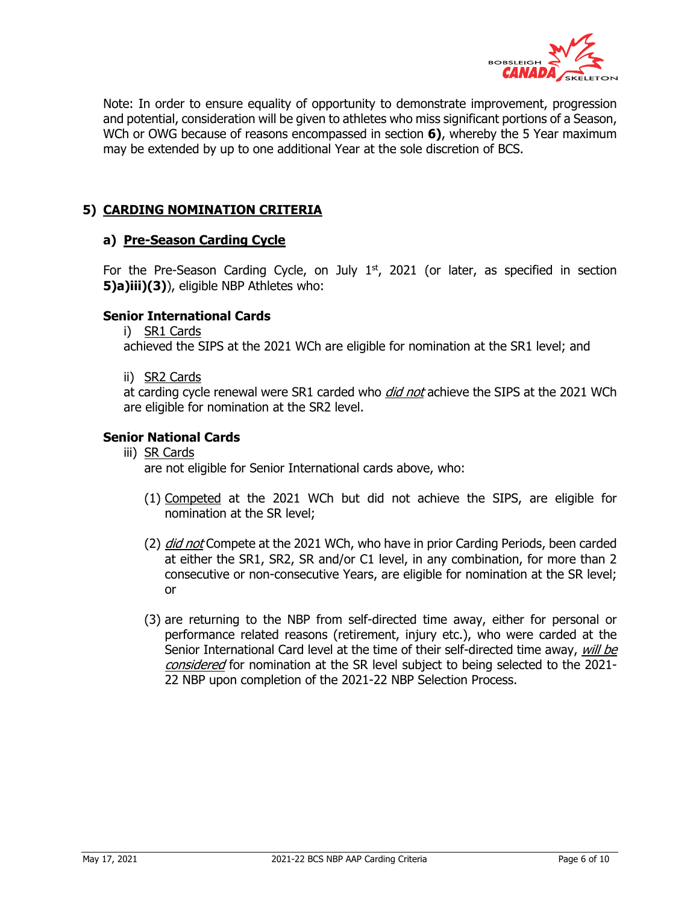Note: In order to ensure equality of opportunity to demonstrate improvement, progression and potential, consideration will be given to athletes who miss significant portions of a Season, WCh or OWG because of reasons encompassed in section **6)**, whereby the 5 Year maximum may be extended by up to one additional Year at the sole discretion of BCS.

## 5) CARDING NOMINATION CRITERIA

### a) Pre-Season Carding Cycle

For the Pre-Season Carding Cycle, on July 1st, 2021 (or later, as specified in section **5)a)iii)(3)**), eligible NBP Athletes who:

**Senior International Cards**

i) SR1 Cards
achieved the SIPS at the 2021 WCh are eligible for nomination at the SR1 level; and

ii) SR2 Cards
at carding cycle renewal were SR1 carded who *did not* achieve the SIPS at the 2021 WCh are eligible for nomination at the SR2 level.

**Senior National Cards**

iii) SR Cards
are not eligible for Senior International cards above, who:

(1) Competed at the 2021 WCh but did not achieve the SIPS, are eligible for nomination at the SR level;

(2) *did not* Compete at the 2021 WCh, who have in prior Carding Periods, been carded at either the SR1, SR2, SR and/or C1 level, in any combination, for more than 2 consecutive or non-consecutive Years, are eligible for nomination at the SR level; or

(3) are returning to the NBP from self-directed time away, either for personal or performance related reasons (retirement, injury etc.), who were carded at the Senior International Card level at the time of their self-directed time away, *will be considered* for nomination at the SR level subject to being selected to the 2021-22 NBP upon completion of the 2021-22 NBP Selection Process.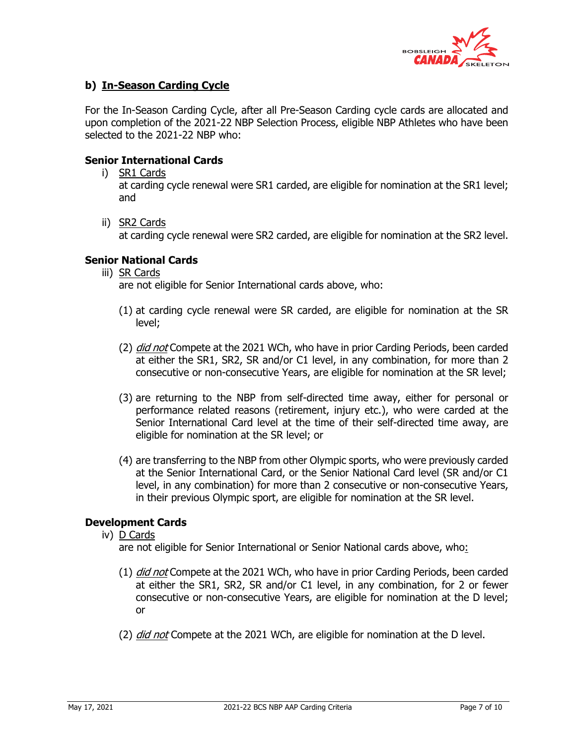## b) <u>In-Season Carding Cycle</u>

For the In-Season Carding Cycle, after all Pre-Season Carding cycle cards are allocated and upon completion of the 2021-22 NBP Selection Process, eligible NBP Athletes who have been selected to the 2021-22 NBP who:

### Senior International Cards

i) <u>SR1 Cards</u>
at carding cycle renewal were SR1 carded, are eligible for nomination at the SR1 level; and

ii) <u>SR2 Cards</u>
at carding cycle renewal were SR2 carded, are eligible for nomination at the SR2 level.

### Senior National Cards

iii) <u>SR Cards</u>
are not eligible for Senior International cards above, who:

(1) at carding cycle renewal were SR carded, are eligible for nomination at the SR level;

(2) *<u>did not</u>* Compete at the 2021 WCh, who have in prior Carding Periods, been carded at either the SR1, SR2, SR and/or C1 level, in any combination, for more than 2 consecutive or non-consecutive Years, are eligible for nomination at the SR level;

(3) are returning to the NBP from self-directed time away, either for personal or performance related reasons (retirement, injury etc.), who were carded at the Senior International Card level at the time of their self-directed time away, are eligible for nomination at the SR level; or

(4) are transferring to the NBP from other Olympic sports, who were previously carded at the Senior International Card, or the Senior National Card level (SR and/or C1 level, in any combination) for more than 2 consecutive or non-consecutive Years, in their previous Olympic sport, are eligible for nomination at the SR level.

### Development Cards

iv) <u>D Cards</u>
are not eligible for Senior International or Senior National cards above, who:

(1) *<u>did not</u>* Compete at the 2021 WCh, who have in prior Carding Periods, been carded at either the SR1, SR2, SR and/or C1 level, in any combination, for 2 or fewer consecutive or non-consecutive Years, are eligible for nomination at the D level; or

(2) *<u>did not</u>* Compete at the 2021 WCh, are eligible for nomination at the D level.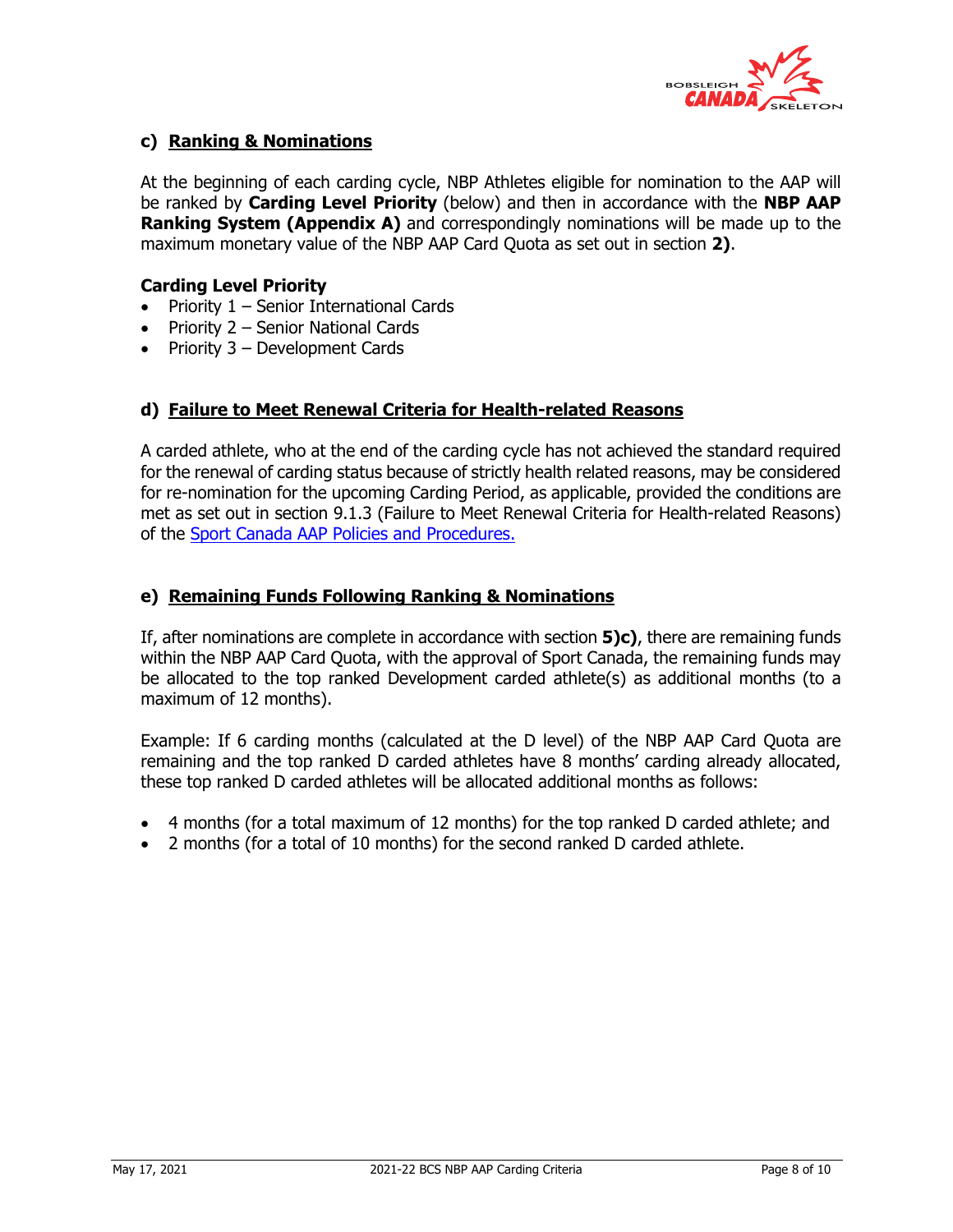### c) Ranking & Nominations

At the beginning of each carding cycle, NBP Athletes eligible for nomination to the AAP will be ranked by **Carding Level Priority** (below) and then in accordance with the **NBP AAP Ranking System (Appendix A)** and correspondingly nominations will be made up to the maximum monetary value of the NBP AAP Card Quota as set out in section **2)**.

**Carding Level Priority**

- Priority 1 – Senior International Cards
- Priority 2 – Senior National Cards
- Priority 3 – Development Cards

### d) Failure to Meet Renewal Criteria for Health-related Reasons

A carded athlete, who at the end of the carding cycle has not achieved the standard required for the renewal of carding status because of strictly health related reasons, may be considered for re-nomination for the upcoming Carding Period, as applicable, provided the conditions are met as set out in section 9.1.3 (Failure to Meet Renewal Criteria for Health-related Reasons) of the Sport Canada AAP Policies and Procedures.

### e) Remaining Funds Following Ranking & Nominations

If, after nominations are complete in accordance with section **5)c)**, there are remaining funds within the NBP AAP Card Quota, with the approval of Sport Canada, the remaining funds may be allocated to the top ranked Development carded athlete(s) as additional months (to a maximum of 12 months).

Example: If 6 carding months (calculated at the D level) of the NBP AAP Card Quota are remaining and the top ranked D carded athletes have 8 months' carding already allocated, these top ranked D carded athletes will be allocated additional months as follows:

- 4 months (for a total maximum of 12 months) for the top ranked D carded athlete; and
- 2 months (for a total of 10 months) for the second ranked D carded athlete.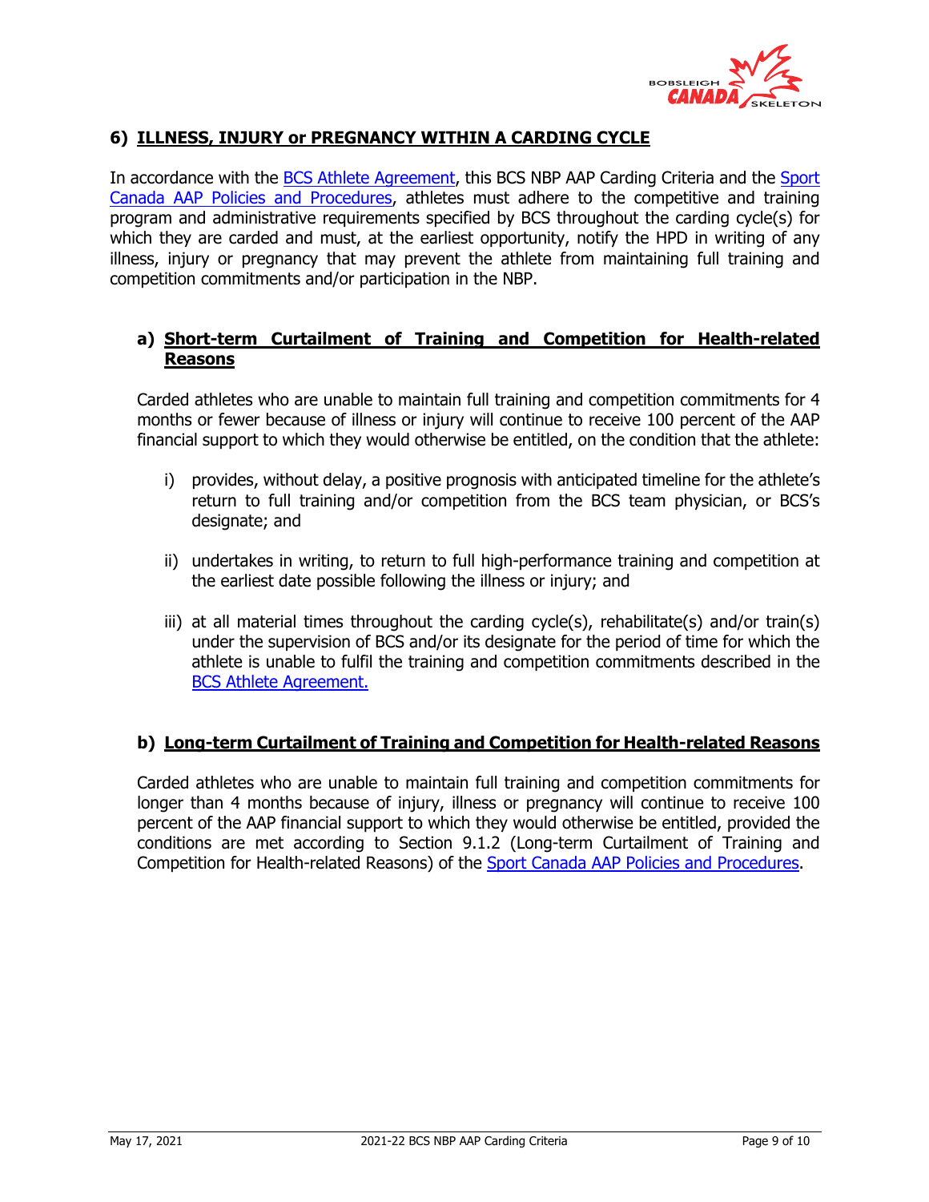## 6) ILLNESS, INJURY or PREGNANCY WITHIN A CARDING CYCLE

In accordance with the BCS Athlete Agreement, this BCS NBP AAP Carding Criteria and the Sport Canada AAP Policies and Procedures, athletes must adhere to the competitive and training program and administrative requirements specified by BCS throughout the carding cycle(s) for which they are carded and must, at the earliest opportunity, notify the HPD in writing of any illness, injury or pregnancy that may prevent the athlete from maintaining full training and competition commitments and/or participation in the NBP.

### a) Short-term Curtailment of Training and Competition for Health-related Reasons

Carded athletes who are unable to maintain full training and competition commitments for 4 months or fewer because of illness or injury will continue to receive 100 percent of the AAP financial support to which they would otherwise be entitled, on the condition that the athlete:

i) provides, without delay, a positive prognosis with anticipated timeline for the athlete's return to full training and/or competition from the BCS team physician, or BCS's designate; and

ii) undertakes in writing, to return to full high-performance training and competition at the earliest date possible following the illness or injury; and

iii) at all material times throughout the carding cycle(s), rehabilitate(s) and/or train(s) under the supervision of BCS and/or its designate for the period of time for which the athlete is unable to fulfil the training and competition commitments described in the BCS Athlete Agreement.

### b) Long-term Curtailment of Training and Competition for Health-related Reasons

Carded athletes who are unable to maintain full training and competition commitments for longer than 4 months because of injury, illness or pregnancy will continue to receive 100 percent of the AAP financial support to which they would otherwise be entitled, provided the conditions are met according to Section 9.1.2 (Long-term Curtailment of Training and Competition for Health-related Reasons) of the Sport Canada AAP Policies and Procedures.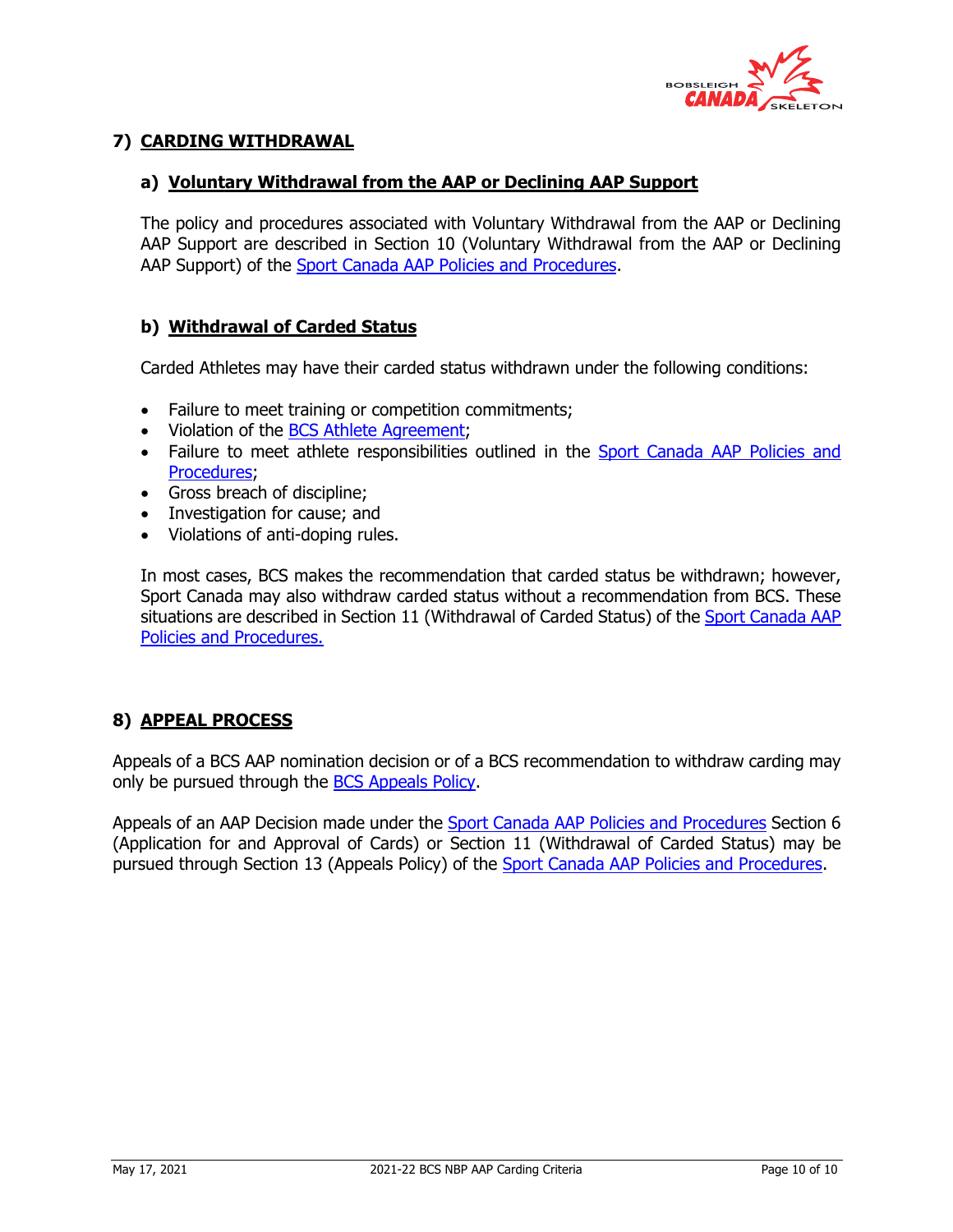## 7) CARDING WITHDRAWAL

### a) Voluntary Withdrawal from the AAP or Declining AAP Support

The policy and procedures associated with Voluntary Withdrawal from the AAP or Declining AAP Support are described in Section 10 (Voluntary Withdrawal from the AAP or Declining AAP Support) of the Sport Canada AAP Policies and Procedures.

### b) Withdrawal of Carded Status

Carded Athletes may have their carded status withdrawn under the following conditions:

- Failure to meet training or competition commitments;
- Violation of the BCS Athlete Agreement;
- Failure to meet athlete responsibilities outlined in the Sport Canada AAP Policies and Procedures;
- Gross breach of discipline;
- Investigation for cause; and
- Violations of anti-doping rules.

In most cases, BCS makes the recommendation that carded status be withdrawn; however, Sport Canada may also withdraw carded status without a recommendation from BCS. These situations are described in Section 11 (Withdrawal of Carded Status) of the Sport Canada AAP Policies and Procedures.

## 8) APPEAL PROCESS

Appeals of a BCS AAP nomination decision or of a BCS recommendation to withdraw carding may only be pursued through the BCS Appeals Policy.

Appeals of an AAP Decision made under the Sport Canada AAP Policies and Procedures Section 6 (Application for and Approval of Cards) or Section 11 (Withdrawal of Carded Status) may be pursued through Section 13 (Appeals Policy) of the Sport Canada AAP Policies and Procedures.